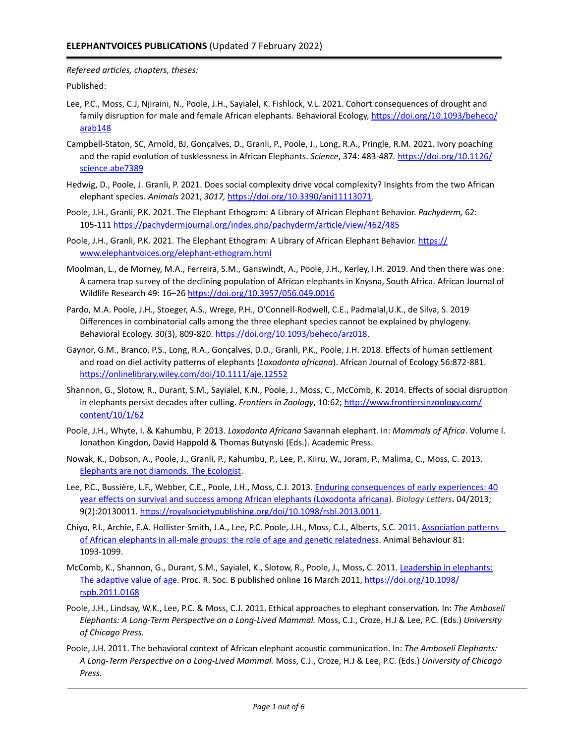**ELEPHANTVOICES PUBLICATIONS** (Updated 7 February 2022)

*Refereed articles, chapters, theses:*

Published:

Lee, P.C., Moss, C.J, Njiraini, N., Poole, J.H., Sayialel, K. Fishlock, V.L. 2021. Cohort consequences of drought and family disruption for male and female African elephants. Behavioral Ecology, https://doi.org/10.1093/beheco/arab148

Campbell-Staton, SC, Arnold, BJ, Gonçalves, D., Granli, P., Poole, J., Long, R.A., Pringle, R.M. 2021. Ivory poaching and the rapid evolution of tusklessness in African Elephants. *Science*, 374: 483-487. https://doi.org/10.1126/science.abe7389

Hedwig, D., Poole, J. Granli, P. 2021. Does social complexity drive vocal complexity? Insights from the two African elephant species. *Animals* 2021, *3017,* https://doi.org/10.3390/ani11113071.

Poole, J.H., Granli, P.K. 2021. The Elephant Ethogram: A Library of African Elephant Behavior. *Pachyderm,* 62: 105-111 https://pachydermjournal.org/index.php/pachyderm/article/view/462/485

Poole, J.H., Granli, P.K. 2021. The Elephant Ethogram: A Library of African Elephant Behavior. https://www.elephantvoices.org/elephant-ethogram.html

Moolman, L., de Morney, M.A., Ferreira, S.M., Ganswindt, A., Poole, J.H., Kerley, I.H. 2019. And then there was one: A camera trap survey of the declining population of African elephants in Knysna, South Africa. African Journal of Wildlife Research 49: 16–26 https://doi.org/10.3957/056.049.0016

Pardo, M.A. Poole, J.H., Stoeger, A.S., Wrege, P.H., O'Connell-Rodwell, C.E., Padmalal,U.K., de Silva, S. 2019 Differences in combinatorial calls among the three elephant species cannot be explained by phylogeny. Behavioral Ecology. 30(3), 809-820. https://doi.org/10.1093/beheco/arz018.

Gaynor, G.M., Branco, P.S., Long, R.A., Gonçalves, D.D., Granli, P.K., Poole, J.H. 2018. Effects of human settlement and road on diel activity patterns of elephants (*Loxodonta africana*). African Journal of Ecology 56:872-881. https://onlinelibrary.wiley.com/doi/10.1111/aje.12552

Shannon, G., Slotow, R., Durant, S.M., Sayialel, K.N., Poole, J., Moss, C., McComb, K. 2014. Effects of social disruption in elephants persist decades after culling. *Frontiers in Zoology*, 10:62; http://www.frontiersinzoology.com/content/10/1/62

Poole, J.H., Whyte, I. & Kahumbu, P. 2013. *Loxodonta Africana* Savannah elephant. In: *Mammals of Africa*. Volume I. Jonathon Kingdon, David Happold & Thomas Butynski (Eds.). Academic Press.

Nowak, K., Dobson, A., Poole, J., Granli, P., Kahumbu, P., Lee, P., Kiiru, W., Joram, P., Malima, C., Moss, C. 2013. Elephants are not diamonds. The Ecologist.

Lee, P.C., Bussière, L.F., Webber, C.E., Poole, J.H., Moss, C.J. 2013. Enduring consequences of early experiences: 40 year effects on survival and success among African elephants (Loxodonta africana). *Biology Letters***.** 04/2013; 9(2):20130011. https://royalsocietypublishing.org/doi/10.1098/rsbl.2013.0011.

Chiyo, P.I., Archie, E.A. Hollister-Smith, J.A., Lee, P.C. Poole, J.H., Moss, C.J., Alberts, S.C. 2011. Association patterns of African elephants in all-male groups: the role of age and genetic relatedness. Animal Behaviour 81: 1093-1099.

McComb, K., Shannon, G., Durant, S.M., Sayialel, K., Slotow, R., Poole, J., Moss, C. 2011. Leadership in elephants: The adaptive value of age. Proc. R. Soc. B published online 16 March 2011, https://doi.org/10.1098/rspb.2011.0168

Poole, J.H., Lindsay, W.K., Lee, P.C. & Moss, C.J. 2011. Ethical approaches to elephant conservation. In: *The Amboseli Elephants: A Long-Term Perspective on a Long-Lived Mammal.* Moss, C.J., Croze, H.J & Lee, P.C. (Eds.) *University of Chicago Press.*

Poole, J.H. 2011. The behavioral context of African elephant acoustic communication. In: *The Amboseli Elephants: A Long-Term Perspective on a Long-Lived Mammal.* Moss, C.J., Croze, H.J & Lee, P.C. (Eds.) *University of Chicago Press.*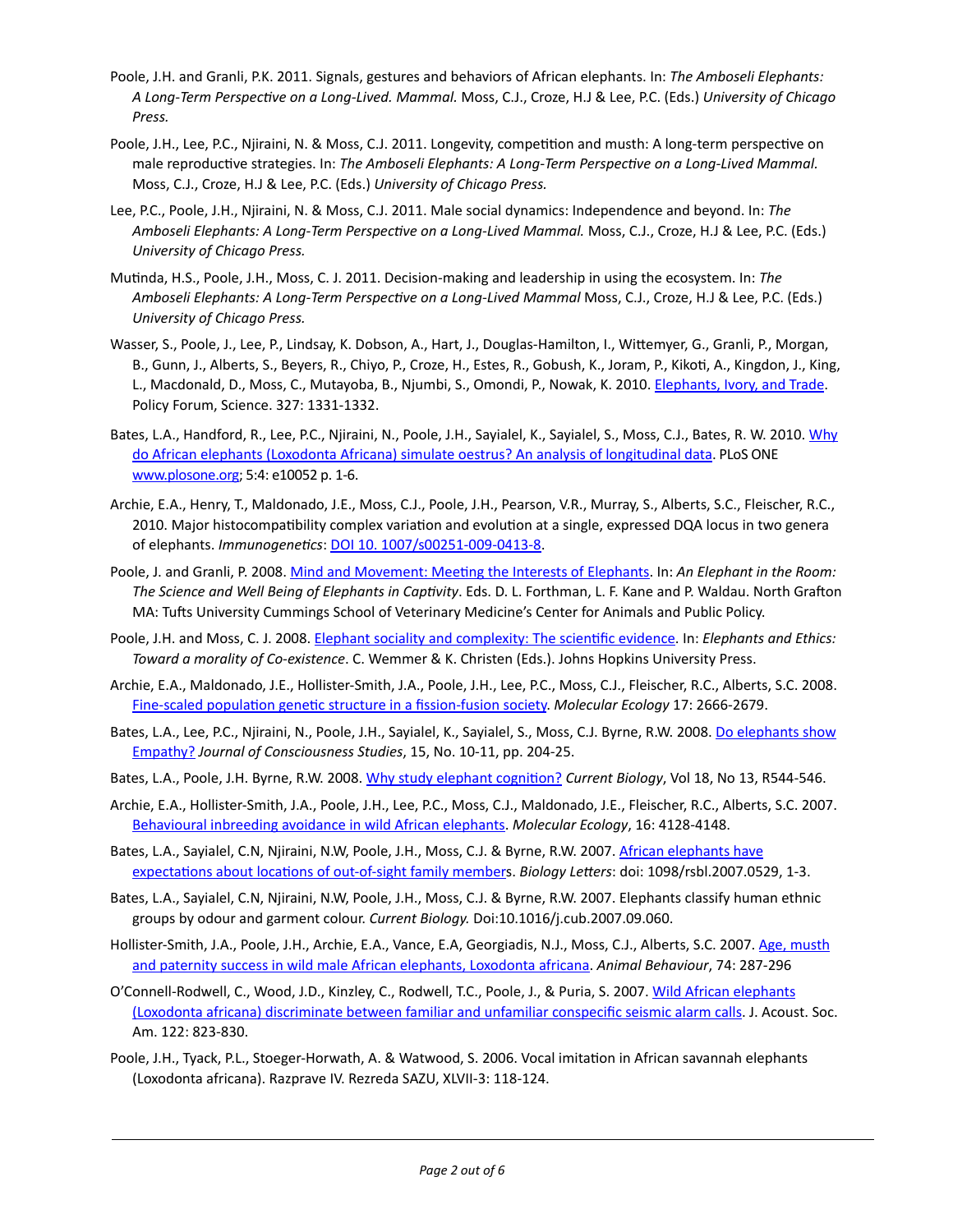Poole, J.H. and Granli, P.K. 2011. Signals, gestures and behaviors of African elephants. In: *The Amboseli Elephants: A Long-Term Perspective on a Long-Lived. Mammal.* Moss, C.J., Croze, H.J & Lee, P.C. (Eds.) *University of Chicago Press.*

Poole, J.H., Lee, P.C., Njiraini, N. & Moss, C.J. 2011. Longevity, competition and musth: A long-term perspective on male reproductive strategies. In: *The Amboseli Elephants: A Long-Term Perspective on a Long-Lived Mammal.* Moss, C.J., Croze, H.J & Lee, P.C. (Eds.) *University of Chicago Press.*

Lee, P.C., Poole, J.H., Njiraini, N. & Moss, C.J. 2011. Male social dynamics: Independence and beyond. In: *The Amboseli Elephants: A Long-Term Perspective on a Long-Lived Mammal.* Moss, C.J., Croze, H.J & Lee, P.C. (Eds.) *University of Chicago Press.*

Mutinda, H.S., Poole, J.H., Moss, C. J. 2011. Decision-making and leadership in using the ecosystem. In: *The Amboseli Elephants: A Long-Term Perspective on a Long-Lived Mammal* Moss, C.J., Croze, H.J & Lee, P.C. (Eds.) *University of Chicago Press.*

Wasser, S., Poole, J., Lee, P., Lindsay, K. Dobson, A., Hart, J., Douglas-Hamilton, I., Wittemyer, G., Granli, P., Morgan, B., Gunn, J., Alberts, S., Beyers, R., Chiyo, P., Croze, H., Estes, R., Gobush, K., Joram, P., Kikoti, A., Kingdon, J., King, L., Macdonald, D., Moss, C., Mutayoba, B., Njumbi, S., Omondi, P., Nowak, K. 2010. Elephants, Ivory, and Trade. Policy Forum, Science. 327: 1331-1332.

Bates, L.A., Handford, R., Lee, P.C., Njiraini, N., Poole, J.H., Sayialel, K., Sayialel, S., Moss, C.J., Bates, R. W. 2010. Why do African elephants (Loxodonta Africana) simulate oestrus? An analysis of longitudinal data. PLoS ONE www.plosone.org; 5:4: e10052 p. 1-6.

Archie, E.A., Henry, T., Maldonado, J.E., Moss, C.J., Poole, J.H., Pearson, V.R., Murray, S., Alberts, S.C., Fleischer, R.C., 2010. Major histocompatibility complex variation and evolution at a single, expressed DQA locus in two genera of elephants. *Immunogenetics*: DOI 10. 1007/s00251-009-0413-8.

Poole, J. and Granli, P. 2008. Mind and Movement: Meeting the Interests of Elephants. In: *An Elephant in the Room: The Science and Well Being of Elephants in Captivity*. Eds. D. L. Forthman, L. F. Kane and P. Waldau. North Grafton MA: Tufts University Cummings School of Veterinary Medicine's Center for Animals and Public Policy.

Poole, J.H. and Moss, C. J. 2008. Elephant sociality and complexity: The scientific evidence. In: *Elephants and Ethics: Toward a morality of Co-existence*. C. Wemmer & K. Christen (Eds.). Johns Hopkins University Press.

Archie, E.A., Maldonado, J.E., Hollister-Smith, J.A., Poole, J.H., Lee, P.C., Moss, C.J., Fleischer, R.C., Alberts, S.C. 2008. Fine-scaled population genetic structure in a fission-fusion society. *Molecular Ecology* 17: 2666-2679.

Bates, L.A., Lee, P.C., Njiraini, N., Poole, J.H., Sayialel, K., Sayialel, S., Moss, C.J. Byrne, R.W. 2008. Do elephants show Empathy? *Journal of Consciousness Studies*, 15, No. 10-11, pp. 204-25.

Bates, L.A., Poole, J.H. Byrne, R.W. 2008. Why study elephant cognition? *Current Biology*, Vol 18, No 13, R544-546.

Archie, E.A., Hollister-Smith, J.A., Poole, J.H., Lee, P.C., Moss, C.J., Maldonado, J.E., Fleischer, R.C., Alberts, S.C. 2007. Behavioural inbreeding avoidance in wild African elephants. *Molecular Ecology*, 16: 4128-4148.

Bates, L.A., Sayialel, C.N, Njiraini, N.W, Poole, J.H., Moss, C.J. & Byrne, R.W. 2007. African elephants have expectations about locations of out-of-sight family members. *Biology Letters*: doi: 1098/rsbl.2007.0529, 1-3.

Bates, L.A., Sayialel, C.N, Njiraini, N.W, Poole, J.H., Moss, C.J. & Byrne, R.W. 2007. Elephants classify human ethnic groups by odour and garment colour. *Current Biology.* Doi:10.1016/j.cub.2007.09.060.

Hollister-Smith, J.A., Poole, J.H., Archie, E.A., Vance, E.A, Georgiadis, N.J., Moss, C.J., Alberts, S.C. 2007. Age, musth and paternity success in wild male African elephants, Loxodonta africana. *Animal Behaviour*, 74: 287-296

O'Connell-Rodwell, C., Wood, J.D., Kinzley, C., Rodwell, T.C., Poole, J., & Puria, S. 2007. Wild African elephants (Loxodonta africana) discriminate between familiar and unfamiliar conspecific seismic alarm calls. J. Acoust. Soc. Am. 122: 823-830.

Poole, J.H., Tyack, P.L., Stoeger-Horwath, A. & Watwood, S. 2006. Vocal imitation in African savannah elephants (Loxodonta africana). Razprave IV. Rezreda SAZU, XLVII-3: 118-124.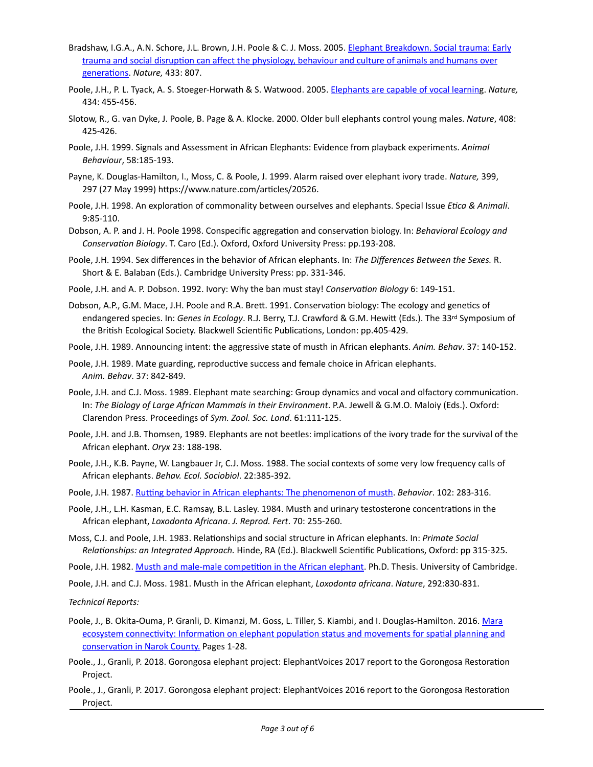Bradshaw, I.G.A., A.N. Schore, J.L. Brown, J.H. Poole & C. J. Moss. 2005. [Elephant Breakdown. Social trauma: Early trauma and social disruption can affect the physiology, behaviour and culture of animals and humans over generations](). *Nature,* 433: 807.

Poole, J.H., P. L. Tyack, A. S. Stoeger-Horwath & S. Watwood. 2005. [Elephants are capable of vocal learning](). *Nature,* 434: 455-456.

Slotow, R., G. van Dyke, J. Poole, B. Page & A. Klocke. 2000. Older bull elephants control young males. *Nature*, 408: 425-426.

Poole, J.H. 1999. Signals and Assessment in African Elephants: Evidence from playback experiments. *Animal Behaviour*, 58:185-193.

Payne, K. Douglas-Hamilton, I., Moss, C. & Poole, J. 1999. Alarm raised over elephant ivory trade. *Nature,* 399, 297 (27 May 1999) https://www.nature.com/articles/20526.

Poole, J.H. 1998. An exploration of commonality between ourselves and elephants. Special Issue *Etica & Animali*. 9:85-110.

Dobson, A. P. and J. H. Poole 1998. Conspecific aggregation and conservation biology. In: *Behavioral Ecology and Conservation Biology*. T. Caro (Ed.). Oxford, Oxford University Press: pp.193-208.

Poole, J.H. 1994. Sex differences in the behavior of African elephants. In: *The Differences Between the Sexes.* R. Short & E. Balaban (Eds.). Cambridge University Press: pp. 331-346.

Poole, J.H. and A. P. Dobson. 1992. Ivory: Why the ban must stay! *Conservation Biology* 6: 149-151.

Dobson, A.P., G.M. Mace, J.H. Poole and R.A. Brett. 1991. Conservation biology: The ecology and genetics of endangered species. In: *Genes in Ecology*. R.J. Berry, T.J. Crawford & G.M. Hewitt (Eds.). The 33rd Symposium of the British Ecological Society. Blackwell Scientific Publications, London: pp.405-429.

Poole, J.H. 1989. Announcing intent: the aggressive state of musth in African elephants. *Anim. Behav*. 37: 140-152.

Poole, J.H. 1989. Mate guarding, reproductive success and female choice in African elephants. *Anim. Behav*. 37: 842-849.

Poole, J.H. and C.J. Moss. 1989. Elephant mate searching: Group dynamics and vocal and olfactory communication. In: *The Biology of Large African Mammals in their Environment*. P.A. Jewell & G.M.O. Maloiy (Eds.). Oxford: Clarendon Press. Proceedings of *Sym. Zool. Soc. Lond*. 61:111-125.

Poole, J.H. and J.B. Thomsen, 1989. Elephants are not beetles: implications of the ivory trade for the survival of the African elephant. *Oryx* 23: 188-198.

Poole, J.H., K.B. Payne, W. Langbauer Jr, C.J. Moss. 1988. The social contexts of some very low frequency calls of African elephants. *Behav. Ecol. Sociobiol*. 22:385-392.

Poole, J.H. 1987. [Rutting behavior in African elephants: The phenomenon of musth](). *Behavior*. 102: 283-316.

Poole, J.H., L.H. Kasman, E.C. Ramsay, B.L. Lasley. 1984. Musth and urinary testosterone concentrations in the African elephant, *Loxodonta Africana*. *J. Reprod. Fert*. 70: 255-260.

Moss, C.J. and Poole, J.H. 1983. Relationships and social structure in African elephants. In: *Primate Social Relationships: an Integrated Approach.* Hinde, RA (Ed.). Blackwell Scientific Publications, Oxford: pp 315-325.

Poole, J.H. 1982. [Musth and male-male competition in the African elephant](). Ph.D. Thesis. University of Cambridge.

Poole, J.H. and C.J. Moss. 1981. Musth in the African elephant, *Loxodonta africana*. *Nature*, 292:830-831.

*Technical Reports:*

Poole, J., B. Okita-Ouma, P. Granli, D. Kimanzi, M. Goss, L. Tiller, S. Kiambi, and I. Douglas-Hamilton. 2016. [Mara ecosystem connectivity: Information on elephant population status and movements for spatial planning and conservation in Narok County.]() Pages 1-28.

Poole., J., Granli, P. 2018. Gorongosa elephant project: ElephantVoices 2017 report to the Gorongosa Restoration Project.

Poole., J., Granli, P. 2017. Gorongosa elephant project: ElephantVoices 2016 report to the Gorongosa Restoration Project.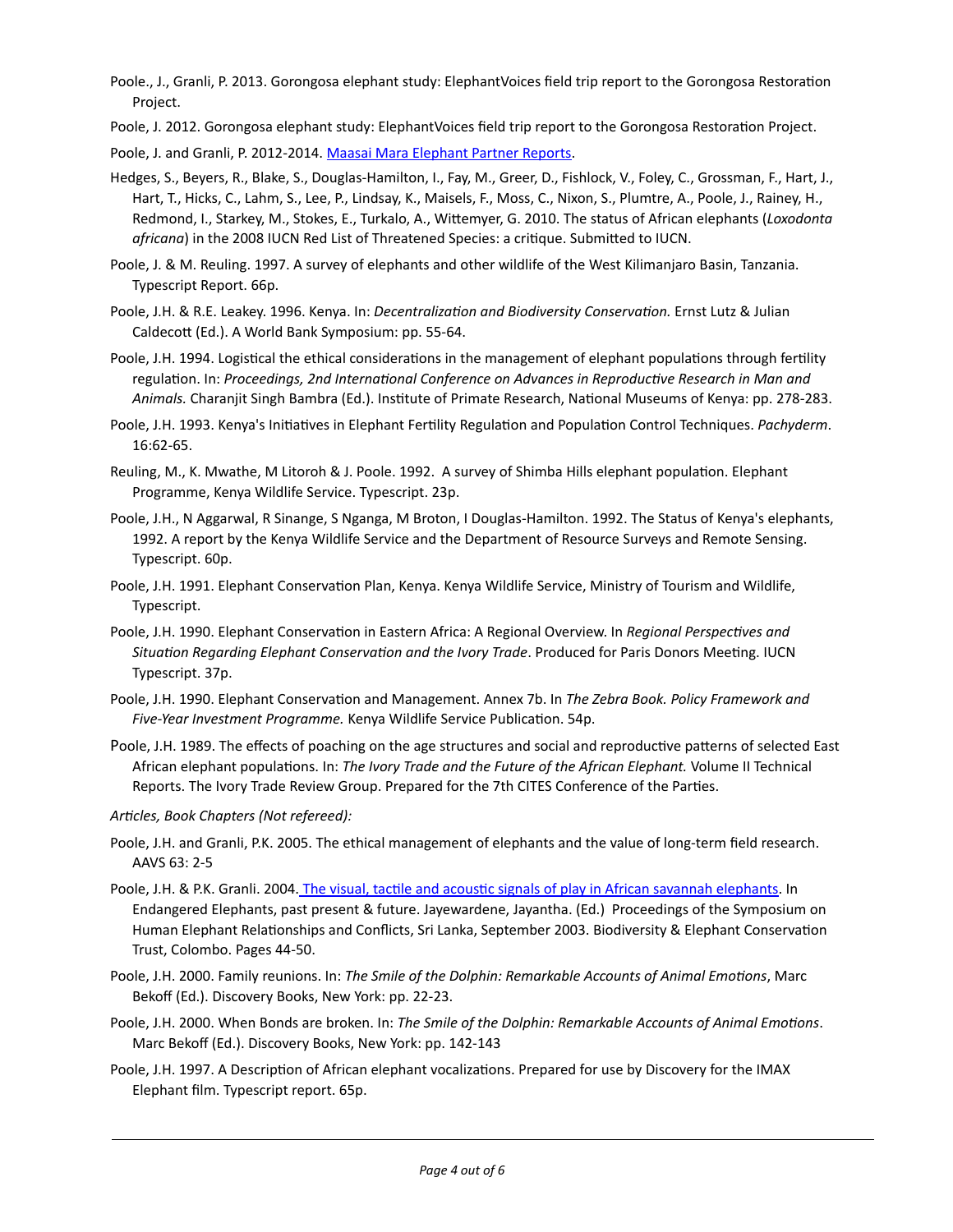Poole., J., Granli, P. 2013. Gorongosa elephant study: ElephantVoices field trip report to the Gorongosa Restoration Project.

Poole, J. 2012. Gorongosa elephant study: ElephantVoices field trip report to the Gorongosa Restoration Project.

Poole, J. and Granli, P. 2012-2014. Maasai Mara Elephant Partner Reports.

Hedges, S., Beyers, R., Blake, S., Douglas-Hamilton, I., Fay, M., Greer, D., Fishlock, V., Foley, C., Grossman, F., Hart, J., Hart, T., Hicks, C., Lahm, S., Lee, P., Lindsay, K., Maisels, F., Moss, C., Nixon, S., Plumtre, A., Poole, J., Rainey, H., Redmond, I., Starkey, M., Stokes, E., Turkalo, A., Wittemyer, G. 2010. The status of African elephants (*Loxodonta africana*) in the 2008 IUCN Red List of Threatened Species: a critique. Submitted to IUCN.

Poole, J. & M. Reuling. 1997. A survey of elephants and other wildlife of the West Kilimanjaro Basin, Tanzania. Typescript Report. 66p.

Poole, J.H. & R.E. Leakey. 1996. Kenya. In: *Decentralization and Biodiversity Conservation.* Ernst Lutz & Julian Caldecott (Ed.). A World Bank Symposium: pp. 55-64.

Poole, J.H. 1994. Logistical the ethical considerations in the management of elephant populations through fertility regulation. In: *Proceedings, 2nd International Conference on Advances in Reproductive Research in Man and Animals.* Charanjit Singh Bambra (Ed.). Institute of Primate Research, National Museums of Kenya: pp. 278-283.

Poole, J.H. 1993. Kenya's Initiatives in Elephant Fertility Regulation and Population Control Techniques. *Pachyderm*. 16:62-65.

Reuling, M., K. Mwathe, M Litoroh & J. Poole. 1992. A survey of Shimba Hills elephant population. Elephant Programme, Kenya Wildlife Service. Typescript. 23p.

Poole, J.H., N Aggarwal, R Sinange, S Nganga, M Broton, I Douglas-Hamilton. 1992. The Status of Kenya's elephants, 1992. A report by the Kenya Wildlife Service and the Department of Resource Surveys and Remote Sensing. Typescript. 60p.

Poole, J.H. 1991. Elephant Conservation Plan, Kenya. Kenya Wildlife Service, Ministry of Tourism and Wildlife, Typescript.

Poole, J.H. 1990. Elephant Conservation in Eastern Africa: A Regional Overview. In *Regional Perspectives and Situation Regarding Elephant Conservation and the Ivory Trade*. Produced for Paris Donors Meeting. IUCN Typescript. 37p.

Poole, J.H. 1990. Elephant Conservation and Management. Annex 7b. In *The Zebra Book. Policy Framework and Five-Year Investment Programme.* Kenya Wildlife Service Publication. 54p.

Poole, J.H. 1989. The effects of poaching on the age structures and social and reproductive patterns of selected East African elephant populations. In: *The Ivory Trade and the Future of the African Elephant.* Volume II Technical Reports. The Ivory Trade Review Group. Prepared for the 7th CITES Conference of the Parties.

*Articles, Book Chapters (Not refereed):*

Poole, J.H. and Granli, P.K. 2005. The ethical management of elephants and the value of long-term field research. AAVS 63: 2-5

Poole, J.H. & P.K. Granli. 2004. The visual, tactile and acoustic signals of play in African savannah elephants. In Endangered Elephants, past present & future. Jayewardene, Jayantha. (Ed.) Proceedings of the Symposium on Human Elephant Relationships and Conflicts, Sri Lanka, September 2003. Biodiversity & Elephant Conservation Trust, Colombo. Pages 44-50.

Poole, J.H. 2000. Family reunions. In: *The Smile of the Dolphin: Remarkable Accounts of Animal Emotions*, Marc Bekoff (Ed.). Discovery Books, New York: pp. 22-23.

Poole, J.H. 2000. When Bonds are broken. In: *The Smile of the Dolphin: Remarkable Accounts of Animal Emotions*. Marc Bekoff (Ed.). Discovery Books, New York: pp. 142-143

Poole, J.H. 1997. A Description of African elephant vocalizations. Prepared for use by Discovery for the IMAX Elephant film. Typescript report. 65p.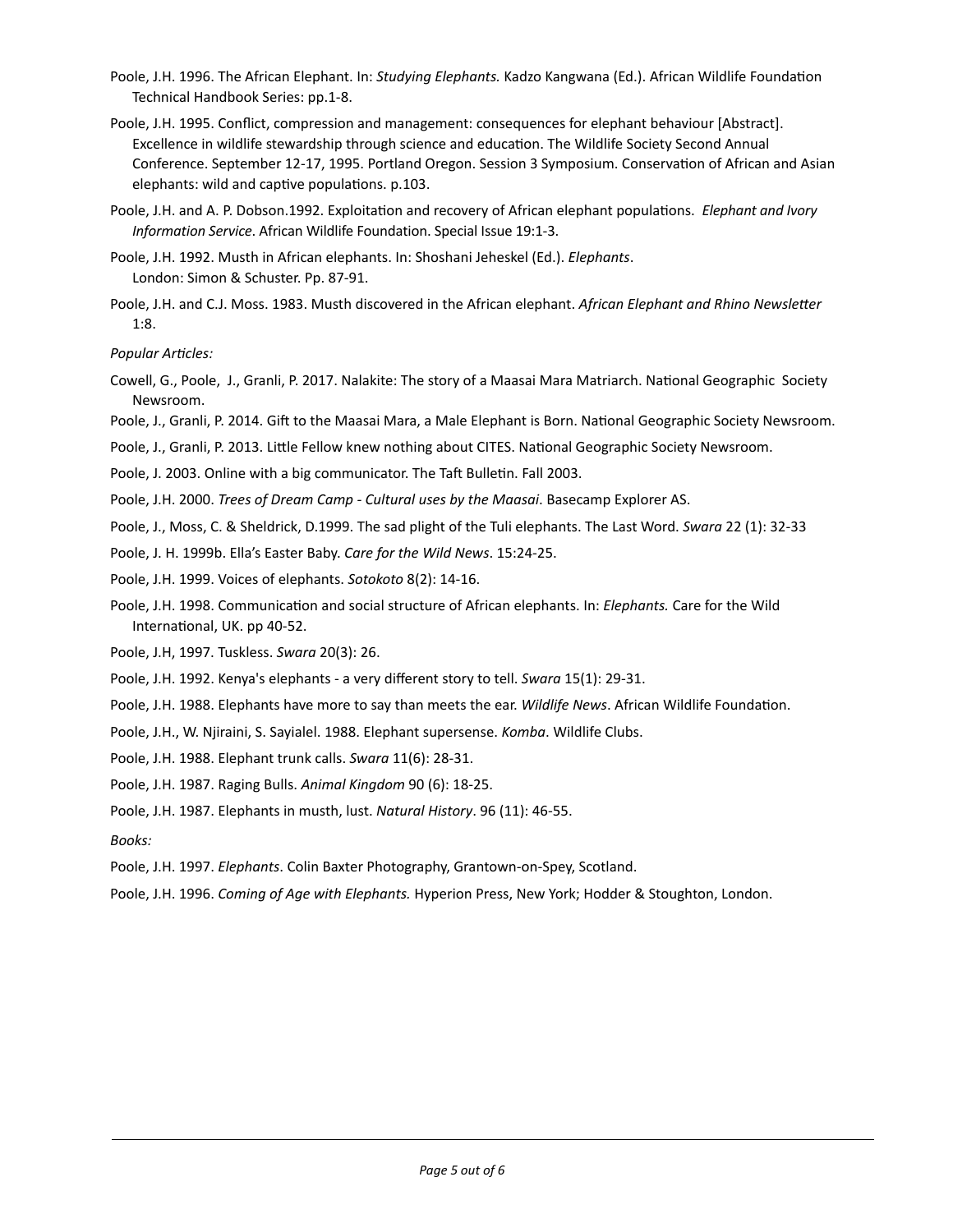Poole, J.H. 1996. The African Elephant. In: *Studying Elephants.* Kadzo Kangwana (Ed.). African Wildlife Foundation Technical Handbook Series: pp.1-8.

Poole, J.H. 1995. Conflict, compression and management: consequences for elephant behaviour [Abstract]. Excellence in wildlife stewardship through science and education. The Wildlife Society Second Annual Conference. September 12-17, 1995. Portland Oregon. Session 3 Symposium. Conservation of African and Asian elephants: wild and captive populations. p.103.

Poole, J.H. and A. P. Dobson.1992. Exploitation and recovery of African elephant populations. *Elephant and Ivory Information Service*. African Wildlife Foundation. Special Issue 19:1-3.

Poole, J.H. 1992. Musth in African elephants. In: Shoshani Jeheskel (Ed.). *Elephants*. London: Simon & Schuster. Pp. 87-91.

Poole, J.H. and C.J. Moss. 1983. Musth discovered in the African elephant. *African Elephant and Rhino Newsletter* 1:8.

*Popular Articles:*

Cowell, G., Poole, J., Granli, P. 2017. Nalakite: The story of a Maasai Mara Matriarch. National Geographic Society Newsroom.

Poole, J., Granli, P. 2014. Gift to the Maasai Mara, a Male Elephant is Born. National Geographic Society Newsroom.

Poole, J., Granli, P. 2013. Little Fellow knew nothing about CITES. National Geographic Society Newsroom.

Poole, J. 2003. Online with a big communicator. The Taft Bulletin. Fall 2003.

Poole, J.H. 2000. *Trees of Dream Camp - Cultural uses by the Maasai*. Basecamp Explorer AS.

Poole, J., Moss, C. & Sheldrick, D.1999. The sad plight of the Tuli elephants. The Last Word. *Swara* 22 (1): 32-33

Poole, J. H. 1999b. Ella's Easter Baby. *Care for the Wild News*. 15:24-25.

Poole, J.H. 1999. Voices of elephants. *Sotokoto* 8(2): 14-16.

Poole, J.H. 1998. Communication and social structure of African elephants. In: *Elephants.* Care for the Wild International, UK. pp 40-52.

Poole, J.H, 1997. Tuskless. *Swara* 20(3): 26.

Poole, J.H. 1992. Kenya's elephants - a very different story to tell. *Swara* 15(1): 29-31.

Poole, J.H. 1988. Elephants have more to say than meets the ear. *Wildlife News*. African Wildlife Foundation.

Poole, J.H., W. Njiraini, S. Sayialel. 1988. Elephant supersense. *Komba*. Wildlife Clubs.

Poole, J.H. 1988. Elephant trunk calls. *Swara* 11(6): 28-31.

Poole, J.H. 1987. Raging Bulls. *Animal Kingdom* 90 (6): 18-25.

Poole, J.H. 1987. Elephants in musth, lust. *Natural History*. 96 (11): 46-55.

*Books:*

Poole, J.H. 1997. *Elephants*. Colin Baxter Photography, Grantown-on-Spey, Scotland.

Poole, J.H. 1996. *Coming of Age with Elephants.* Hyperion Press, New York; Hodder & Stoughton, London.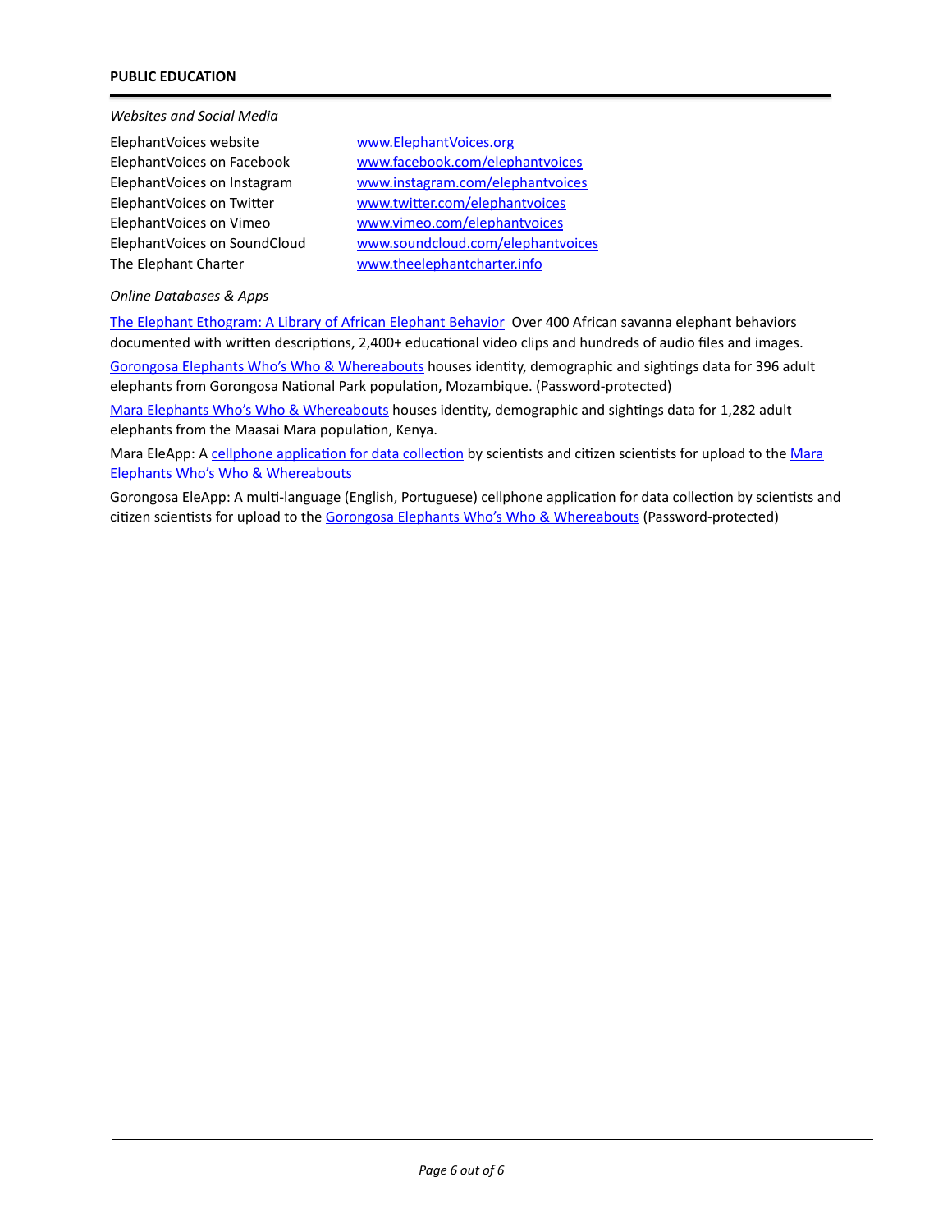**PUBLIC EDUCATION**

*Websites and Social Media*

| | |
|---|---|
| ElephantVoices website | www.ElephantVoices.org |
| ElephantVoices on Facebook | www.facebook.com/elephantvoices |
| ElephantVoices on Instagram | www.instagram.com/elephantvoices |
| ElephantVoices on Twitter | www.twitter.com/elephantvoices |
| ElephantVoices on Vimeo | www.vimeo.com/elephantvoices |
| ElephantVoices on SoundCloud | www.soundcloud.com/elephantvoices |
| The Elephant Charter | www.theelephantcharter.info |

*Online Databases & Apps*

The Elephant Ethogram: A Library of African Elephant Behavior Over 400 African savanna elephant behaviors documented with written descriptions, 2,400+ educational video clips and hundreds of audio files and images.

Gorongosa Elephants Who's Who & Whereabouts houses identity, demographic and sightings data for 396 adult elephants from Gorongosa National Park population, Mozambique. (Password-protected)

Mara Elephants Who's Who & Whereabouts houses identity, demographic and sightings data for 1,282 adult elephants from the Maasai Mara population, Kenya.

Mara EleApp: A cellphone application for data collection by scientists and citizen scientists for upload to the Mara Elephants Who's Who & Whereabouts

Gorongosa EleApp: A multi-language (English, Portuguese) cellphone application for data collection by scientists and citizen scientists for upload to the Gorongosa Elephants Who's Who & Whereabouts (Password-protected)